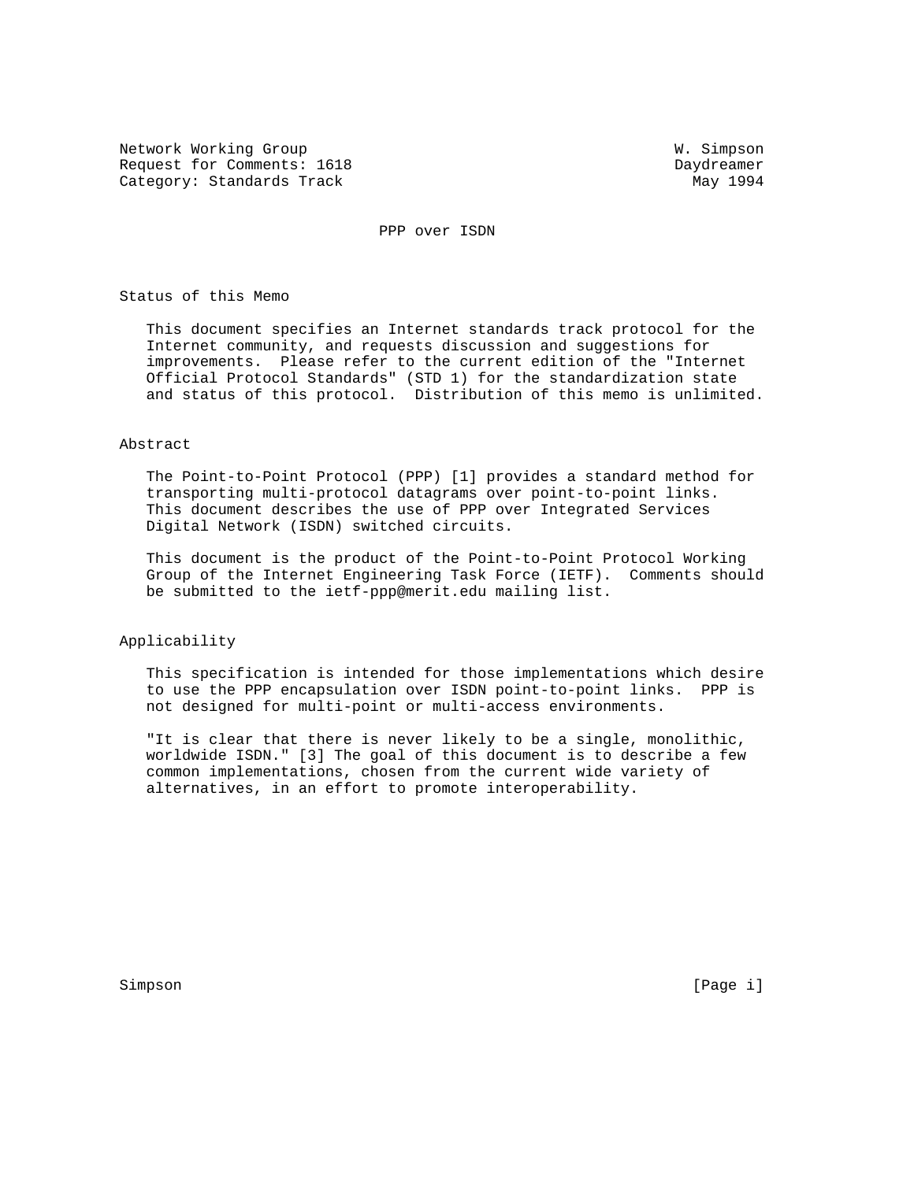Network Working Group W. Simpson
Request for Comments: 1618 Daydreamer
Category: Standards Track May 1994

# PPP over ISDN

## Status of this Memo

This document specifies an Internet standards track protocol for the Internet community, and requests discussion and suggestions for improvements. Please refer to the current edition of the "Internet Official Protocol Standards" (STD 1) for the standardization state and status of this protocol. Distribution of this memo is unlimited.

## Abstract

The Point-to-Point Protocol (PPP) [1] provides a standard method for transporting multi-protocol datagrams over point-to-point links. This document describes the use of PPP over Integrated Services Digital Network (ISDN) switched circuits.

This document is the product of the Point-to-Point Protocol Working Group of the Internet Engineering Task Force (IETF). Comments should be submitted to the ietf-ppp@merit.edu mailing list.

## Applicability

This specification is intended for those implementations which desire to use the PPP encapsulation over ISDN point-to-point links. PPP is not designed for multi-point or multi-access environments.

"It is clear that there is never likely to be a single, monolithic, worldwide ISDN." [3] The goal of this document is to describe a few common implementations, chosen from the current wide variety of alternatives, in an effort to promote interoperability.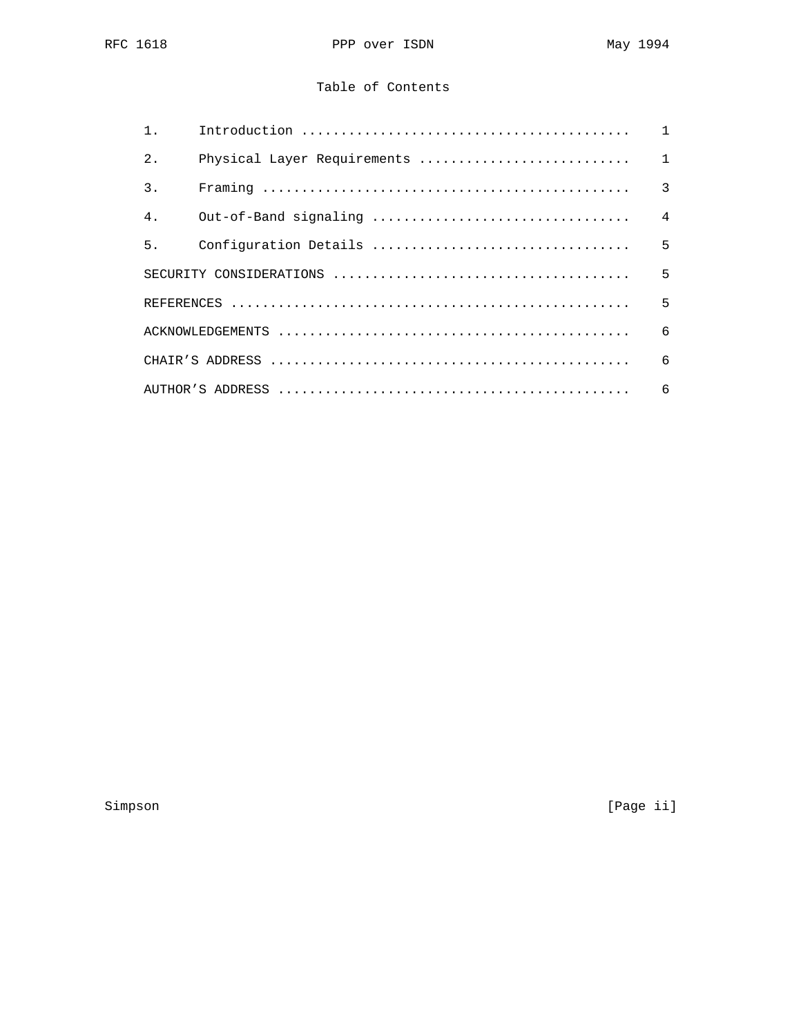## Table of Contents

1. Introduction .......................................... 1
2. Physical Layer Requirements ........................... 1
3. Framing ............................................... 3
4. Out-of-Band signaling ................................. 4
5. Configuration Details ................................. 5

SECURITY CONSIDERATIONS ...................................... 5

REFERENCES ................................................... 5

ACKNOWLEDGEMENTS ............................................. 6

CHAIR’S ADDRESS .............................................. 6

AUTHOR’S ADDRESS ............................................. 6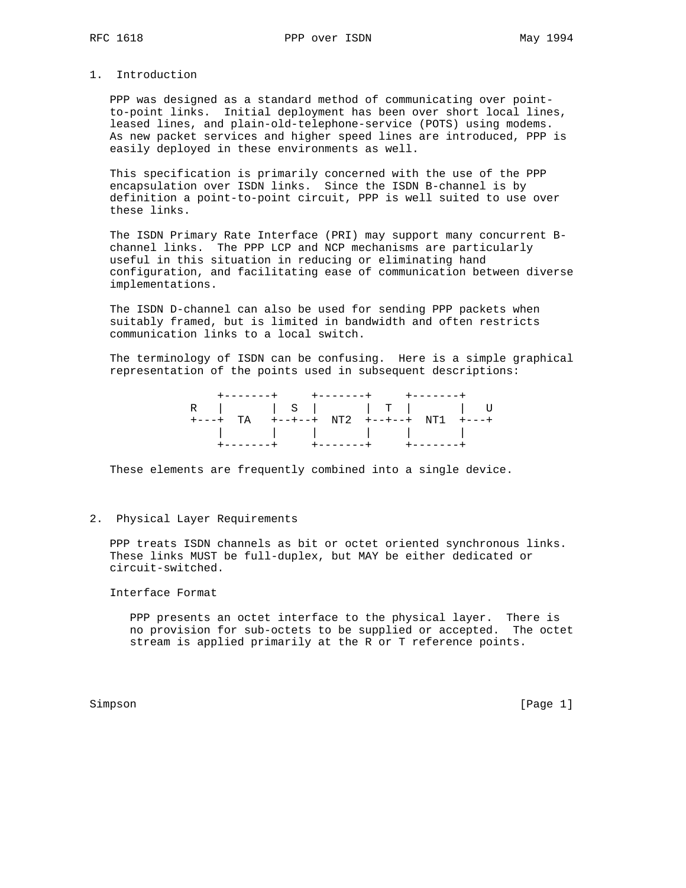## 1. Introduction

PPP was designed as a standard method of communicating over point-to-point links. Initial deployment has been over short local lines, leased lines, and plain-old-telephone-service (POTS) using modems. As new packet services and higher speed lines are introduced, PPP is easily deployed in these environments as well.

This specification is primarily concerned with the use of the PPP encapsulation over ISDN links. Since the ISDN B-channel is by definition a point-to-point circuit, PPP is well suited to use over these links.

The ISDN Primary Rate Interface (PRI) may support many concurrent B-channel links. The PPP LCP and NCP mechanisms are particularly useful in this situation in reducing or eliminating hand configuration, and facilitating ease of communication between diverse implementations.

The ISDN D-channel can also be used for sending PPP packets when suitably framed, but is limited in bandwidth and often restricts communication links to a local switch.

The terminology of ISDN can be confusing. Here is a simple graphical representation of the points used in subsequent descriptions:

```
    +-------+     +-------+     +-------+
R   |       |  S  |       |  T  |       |   U
+---+  TA   +--+--+  NT2  +--+--+  NT1  +---+
    |       |     |       |     |       |
    +-------+     +-------+     +-------+
```

These elements are frequently combined into a single device.

## 2. Physical Layer Requirements

PPP treats ISDN channels as bit or octet oriented synchronous links. These links MUST be full-duplex, but MAY be either dedicated or circuit-switched.

Interface Format

PPP presents an octet interface to the physical layer. There is no provision for sub-octets to be supplied or accepted. The octet stream is applied primarily at the R or T reference points.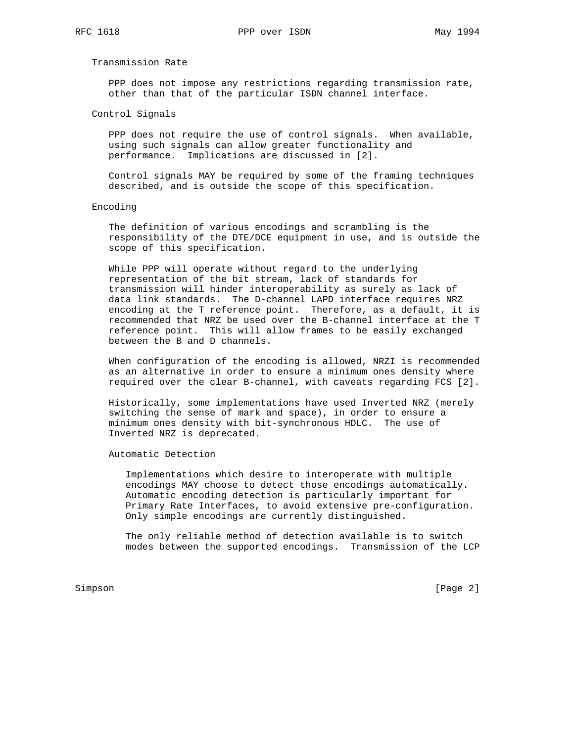### Transmission Rate

PPP does not impose any restrictions regarding transmission rate, other than that of the particular ISDN channel interface.

### Control Signals

PPP does not require the use of control signals. When available, using such signals can allow greater functionality and performance. Implications are discussed in [2].

Control signals MAY be required by some of the framing techniques described, and is outside the scope of this specification.

### Encoding

The definition of various encodings and scrambling is the responsibility of the DTE/DCE equipment in use, and is outside the scope of this specification.

While PPP will operate without regard to the underlying representation of the bit stream, lack of standards for transmission will hinder interoperability as surely as lack of data link standards. The D-channel LAPD interface requires NRZ encoding at the T reference point. Therefore, as a default, it is recommended that NRZ be used over the B-channel interface at the T reference point. This will allow frames to be easily exchanged between the B and D channels.

When configuration of the encoding is allowed, NRZI is recommended as an alternative in order to ensure a minimum ones density where required over the clear B-channel, with caveats regarding FCS [2].

Historically, some implementations have used Inverted NRZ (merely switching the sense of mark and space), in order to ensure a minimum ones density with bit-synchronous HDLC. The use of Inverted NRZ is deprecated.

#### Automatic Detection

Implementations which desire to interoperate with multiple encodings MAY choose to detect those encodings automatically. Automatic encoding detection is particularly important for Primary Rate Interfaces, to avoid extensive pre-configuration. Only simple encodings are currently distinguished.

The only reliable method of detection available is to switch modes between the supported encodings. Transmission of the LCP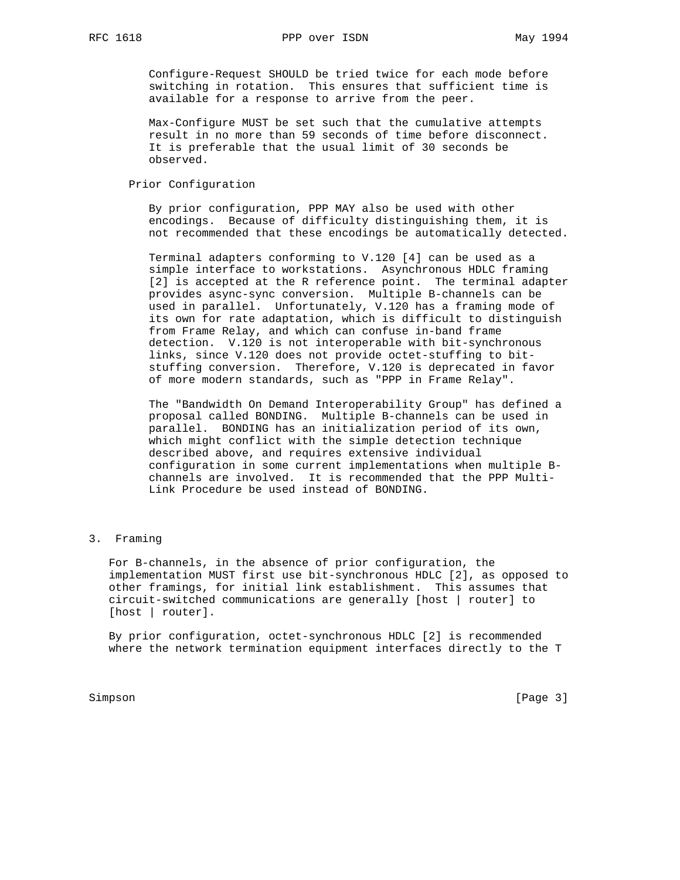Configure-Request SHOULD be tried twice for each mode before switching in rotation. This ensures that sufficient time is available for a response to arrive from the peer.

Max-Configure MUST be set such that the cumulative attempts result in no more than 59 seconds of time before disconnect. It is preferable that the usual limit of 30 seconds be observed.

Prior Configuration

By prior configuration, PPP MAY also be used with other encodings. Because of difficulty distinguishing them, it is not recommended that these encodings be automatically detected.

Terminal adapters conforming to V.120 [4] can be used as a simple interface to workstations. Asynchronous HDLC framing [2] is accepted at the R reference point. The terminal adapter provides async-sync conversion. Multiple B-channels can be used in parallel. Unfortunately, V.120 has a framing mode of its own for rate adaptation, which is difficult to distinguish from Frame Relay, and which can confuse in-band frame detection. V.120 is not interoperable with bit-synchronous links, since V.120 does not provide octet-stuffing to bit-stuffing conversion. Therefore, V.120 is deprecated in favor of more modern standards, such as "PPP in Frame Relay".

The "Bandwidth On Demand Interoperability Group" has defined a proposal called BONDING. Multiple B-channels can be used in parallel. BONDING has an initialization period of its own, which might conflict with the simple detection technique described above, and requires extensive individual configuration in some current implementations when multiple B-channels are involved. It is recommended that the PPP Multi-Link Procedure be used instead of BONDING.

## 3. Framing

For B-channels, in the absence of prior configuration, the implementation MUST first use bit-synchronous HDLC [2], as opposed to other framings, for initial link establishment. This assumes that circuit-switched communications are generally [host | router] to [host | router].

By prior configuration, octet-synchronous HDLC [2] is recommended where the network termination equipment interfaces directly to the T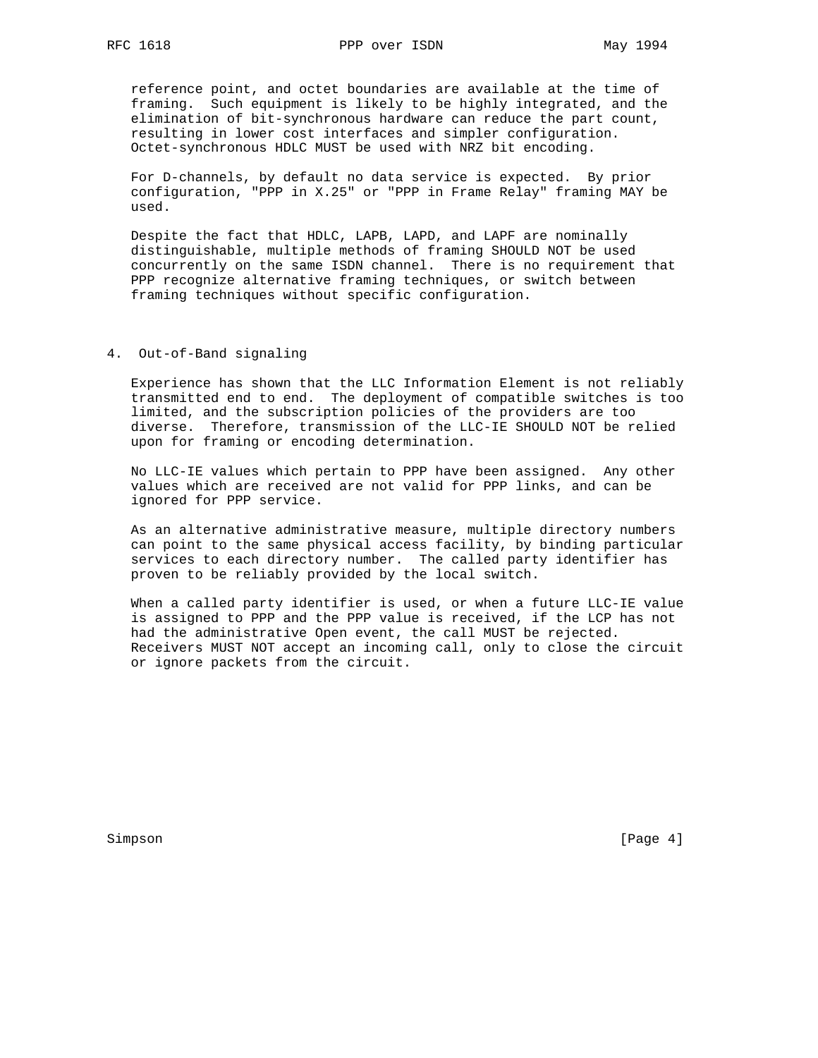reference point, and octet boundaries are available at the time of framing. Such equipment is likely to be highly integrated, and the elimination of bit-synchronous hardware can reduce the part count, resulting in lower cost interfaces and simpler configuration. Octet-synchronous HDLC MUST be used with NRZ bit encoding.

For D-channels, by default no data service is expected. By prior configuration, "PPP in X.25" or "PPP in Frame Relay" framing MAY be used.

Despite the fact that HDLC, LAPB, LAPD, and LAPF are nominally distinguishable, multiple methods of framing SHOULD NOT be used concurrently on the same ISDN channel. There is no requirement that PPP recognize alternative framing techniques, or switch between framing techniques without specific configuration.

## 4. Out-of-Band signaling

Experience has shown that the LLC Information Element is not reliably transmitted end to end. The deployment of compatible switches is too limited, and the subscription policies of the providers are too diverse. Therefore, transmission of the LLC-IE SHOULD NOT be relied upon for framing or encoding determination.

No LLC-IE values which pertain to PPP have been assigned. Any other values which are received are not valid for PPP links, and can be ignored for PPP service.

As an alternative administrative measure, multiple directory numbers can point to the same physical access facility, by binding particular services to each directory number. The called party identifier has proven to be reliably provided by the local switch.

When a called party identifier is used, or when a future LLC-IE value is assigned to PPP and the PPP value is received, if the LCP has not had the administrative Open event, the call MUST be rejected. Receivers MUST NOT accept an incoming call, only to close the circuit or ignore packets from the circuit.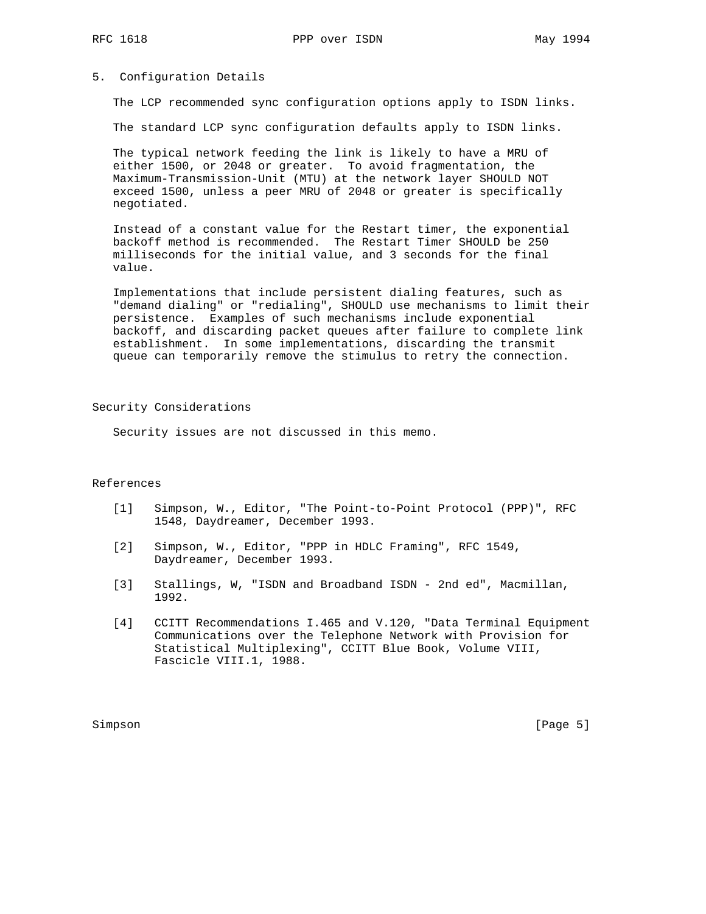## 5. Configuration Details

The LCP recommended sync configuration options apply to ISDN links.

The standard LCP sync configuration defaults apply to ISDN links.

The typical network feeding the link is likely to have a MRU of either 1500, or 2048 or greater. To avoid fragmentation, the Maximum-Transmission-Unit (MTU) at the network layer SHOULD NOT exceed 1500, unless a peer MRU of 2048 or greater is specifically negotiated.

Instead of a constant value for the Restart timer, the exponential backoff method is recommended. The Restart Timer SHOULD be 250 milliseconds for the initial value, and 3 seconds for the final value.

Implementations that include persistent dialing features, such as "demand dialing" or "redialing", SHOULD use mechanisms to limit their persistence. Examples of such mechanisms include exponential backoff, and discarding packet queues after failure to complete link establishment. In some implementations, discarding the transmit queue can temporarily remove the stimulus to retry the connection.

## Security Considerations

Security issues are not discussed in this memo.

## References

[1] Simpson, W., Editor, "The Point-to-Point Protocol (PPP)", RFC 1548, Daydreamer, December 1993.

[2] Simpson, W., Editor, "PPP in HDLC Framing", RFC 1549, Daydreamer, December 1993.

[3] Stallings, W, "ISDN and Broadband ISDN - 2nd ed", Macmillan, 1992.

[4] CCITT Recommendations I.465 and V.120, "Data Terminal Equipment Communications over the Telephone Network with Provision for Statistical Multiplexing", CCITT Blue Book, Volume VIII, Fascicle VIII.1, 1988.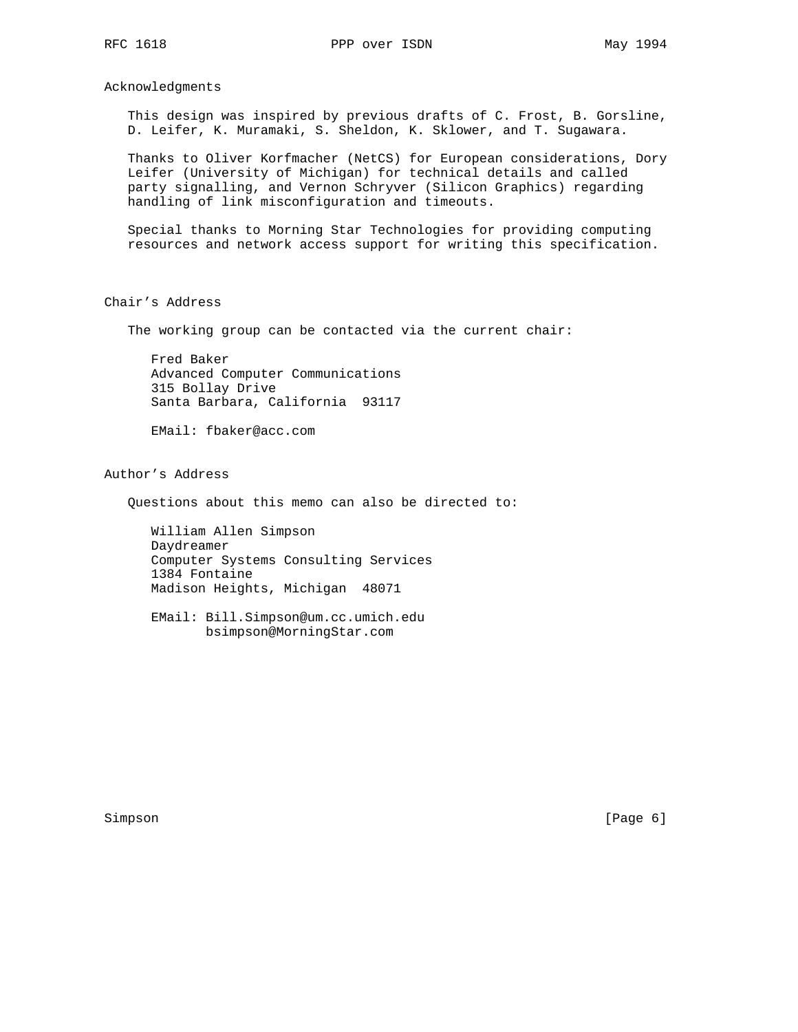## Acknowledgments

This design was inspired by previous drafts of C. Frost, B. Gorsline, D. Leifer, K. Muramaki, S. Sheldon, K. Sklower, and T. Sugawara.

Thanks to Oliver Korfmacher (NetCS) for European considerations, Dory Leifer (University of Michigan) for technical details and called party signalling, and Vernon Schryver (Silicon Graphics) regarding handling of link misconfiguration and timeouts.

Special thanks to Morning Star Technologies for providing computing resources and network access support for writing this specification.

## Chair's Address

The working group can be contacted via the current chair:

Fred Baker
Advanced Computer Communications
315 Bollay Drive
Santa Barbara, California  93117

EMail: fbaker@acc.com

## Author's Address

Questions about this memo can also be directed to:

William Allen Simpson
Daydreamer
Computer Systems Consulting Services
1384 Fontaine
Madison Heights, Michigan  48071

EMail: Bill.Simpson@um.cc.umich.edu
bsimpson@MorningStar.com